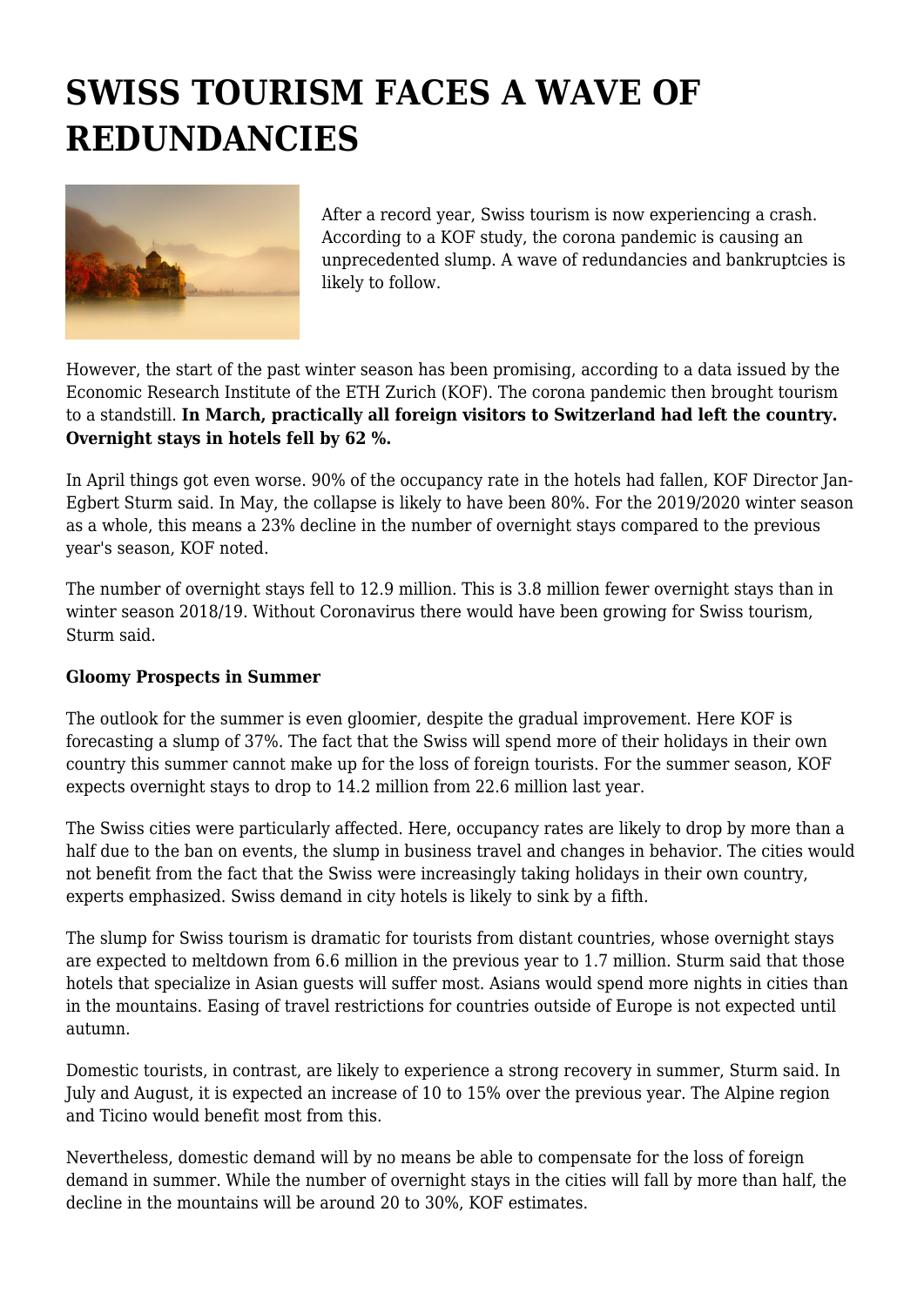# SWISS TOURISM FACES A WAVE OF REDUNDANCIES

After a record year, Swiss tourism is now experiencing a crash. According to a KOF study, the corona pandemic is causing an unprecedented slump. A wave of redundancies and bankruptcies is likely to follow.

However, the start of the past winter season has been promising, according to a data issued by the Economic Research Institute of the ETH Zurich (KOF). The corona pandemic then brought tourism to a standstill. **In March, practically all foreign visitors to Switzerland had left the country. Overnight stays in hotels fell by 62 %.**

In April things got even worse. 90% of the occupancy rate in the hotels had fallen, KOF Director Jan-Egbert Sturm said. In May, the collapse is likely to have been 80%. For the 2019/2020 winter season as a whole, this means a 23% decline in the number of overnight stays compared to the previous year's season, KOF noted.

The number of overnight stays fell to 12.9 million. This is 3.8 million fewer overnight stays than in winter season 2018/19. Without Coronavirus there would have been growing for Swiss tourism, Sturm said.

**Gloomy Prospects in Summer**

The outlook for the summer is even gloomier, despite the gradual improvement. Here KOF is forecasting a slump of 37%. The fact that the Swiss will spend more of their holidays in their own country this summer cannot make up for the loss of foreign tourists. For the summer season, KOF expects overnight stays to drop to 14.2 million from 22.6 million last year.

The Swiss cities were particularly affected. Here, occupancy rates are likely to drop by more than a half due to the ban on events, the slump in business travel and changes in behavior. The cities would not benefit from the fact that the Swiss were increasingly taking holidays in their own country, experts emphasized. Swiss demand in city hotels is likely to sink by a fifth.

The slump for Swiss tourism is dramatic for tourists from distant countries, whose overnight stays are expected to meltdown from 6.6 million in the previous year to 1.7 million. Sturm said that those hotels that specialize in Asian guests will suffer most. Asians would spend more nights in cities than in the mountains. Easing of travel restrictions for countries outside of Europe is not expected until autumn.

Domestic tourists, in contrast, are likely to experience a strong recovery in summer, Sturm said. In July and August, it is expected an increase of 10 to 15% over the previous year. The Alpine region and Ticino would benefit most from this.

Nevertheless, domestic demand will by no means be able to compensate for the loss of foreign demand in summer. While the number of overnight stays in the cities will fall by more than half, the decline in the mountains will be around 20 to 30%, KOF estimates.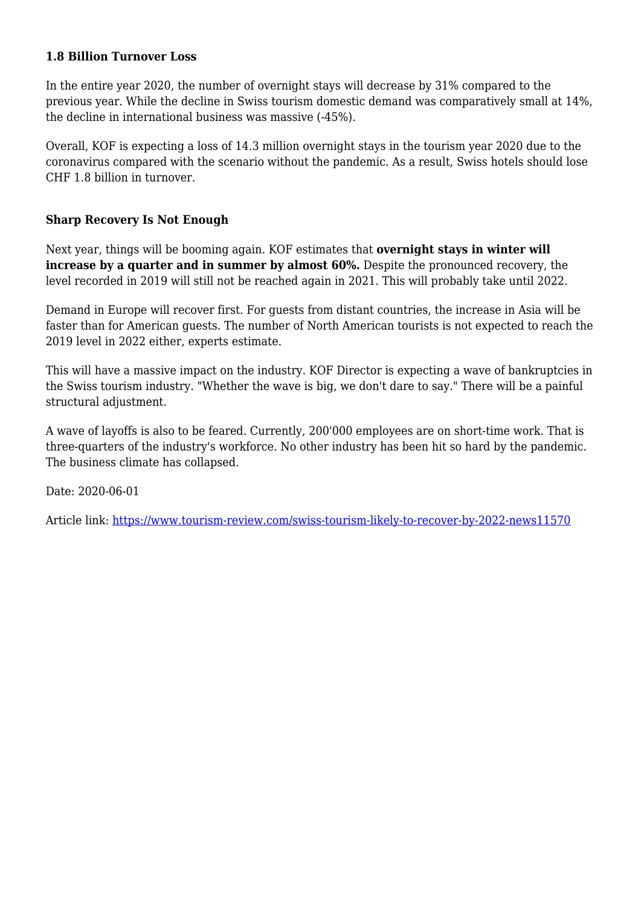### 1.8 Billion Turnover Loss

In the entire year 2020, the number of overnight stays will decrease by 31% compared to the previous year. While the decline in Swiss tourism domestic demand was comparatively small at 14%, the decline in international business was massive (-45%).

Overall, KOF is expecting a loss of 14.3 million overnight stays in the tourism year 2020 due to the coronavirus compared with the scenario without the pandemic. As a result, Swiss hotels should lose CHF 1.8 billion in turnover.

### Sharp Recovery Is Not Enough

Next year, things will be booming again. KOF estimates that **overnight stays in winter will increase by a quarter and in summer by almost 60%.** Despite the pronounced recovery, the level recorded in 2019 will still not be reached again in 2021. This will probably take until 2022.

Demand in Europe will recover first. For guests from distant countries, the increase in Asia will be faster than for American guests. The number of North American tourists is not expected to reach the 2019 level in 2022 either, experts estimate.

This will have a massive impact on the industry. KOF Director is expecting a wave of bankruptcies in the Swiss tourism industry. "Whether the wave is big, we don't dare to say." There will be a painful structural adjustment.

A wave of layoffs is also to be feared. Currently, 200'000 employees are on short-time work. That is three-quarters of the industry's workforce. No other industry has been hit so hard by the pandemic. The business climate has collapsed.

Date: 2020-06-01

Article link: https://www.tourism-review.com/swiss-tourism-likely-to-recover-by-2022-news11570